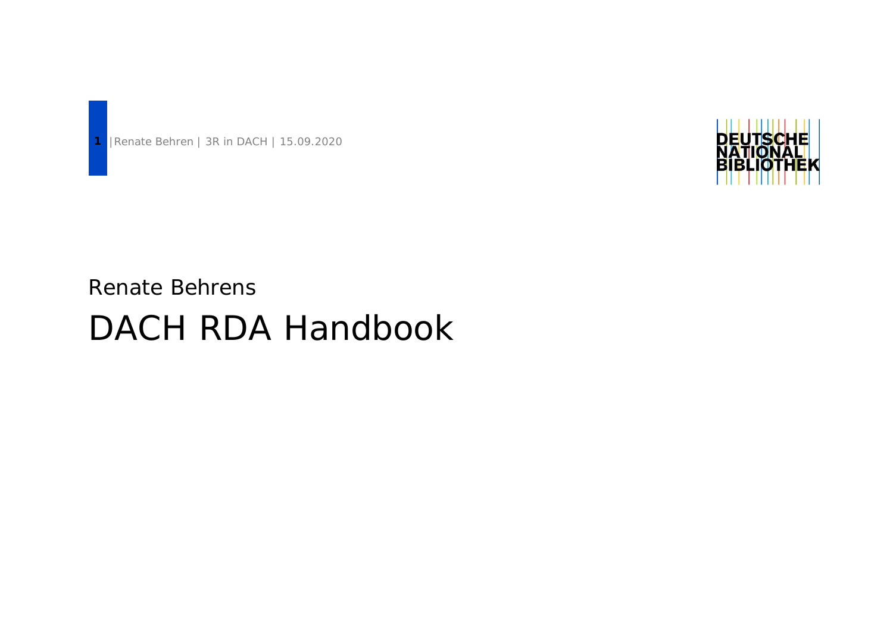Renate Behrens

# DACH RDA Handbook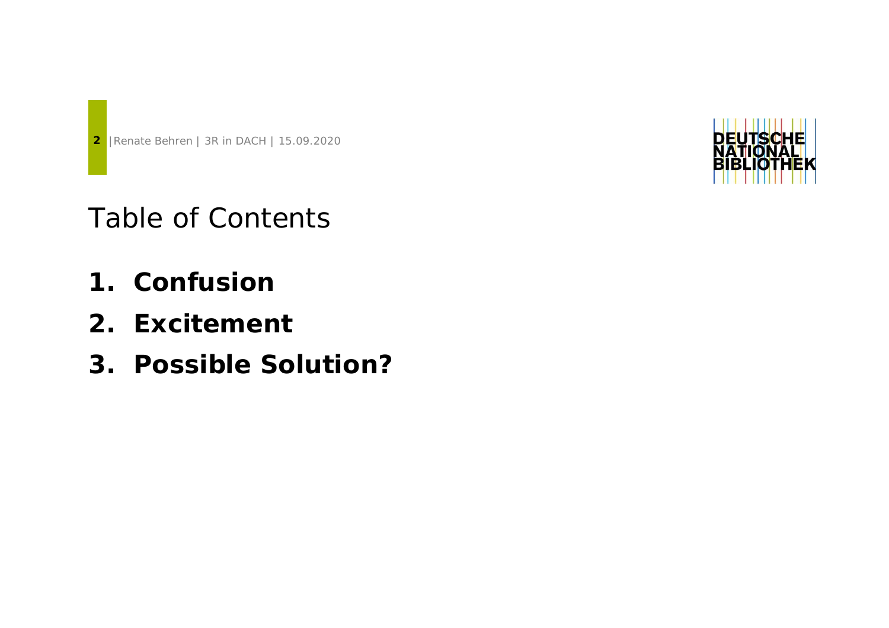# Table of Contents

1. **Confusion**
2. **Excitement**
3. **Possible Solution?**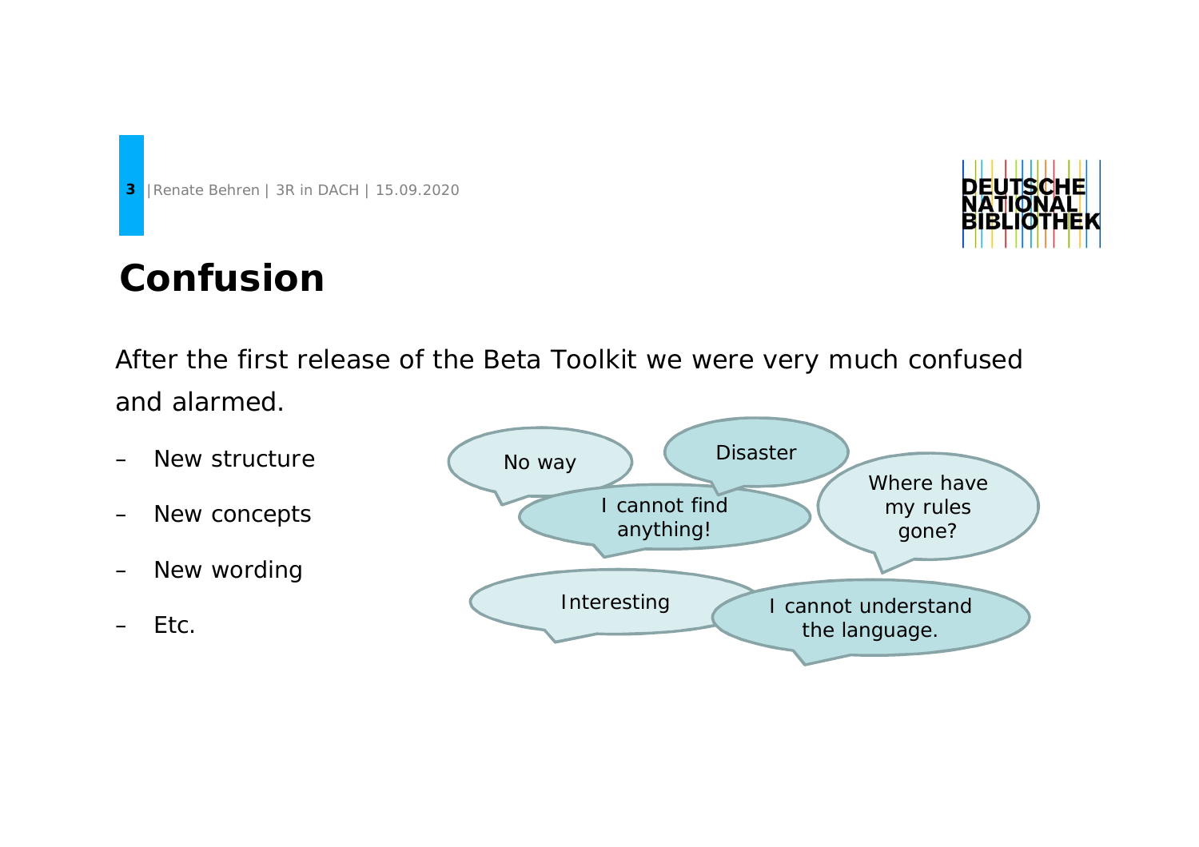# Confusion

After the first release of the Beta Toolkit we were very much confused and alarmed.

- New structure
- New concepts
- New wording
- Etc.

No way

Disaster

I cannot find anything!

Where have my rules gone?

Interesting

I cannot understand the language.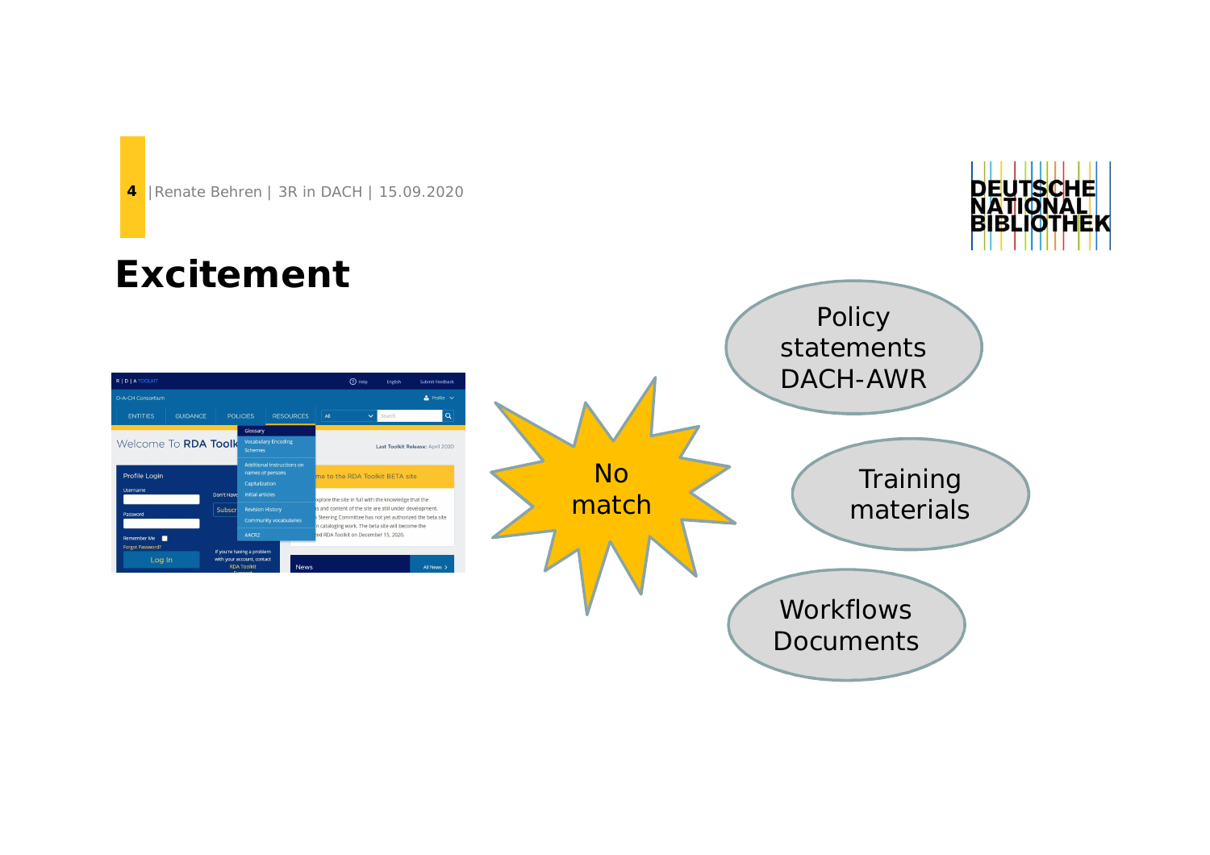# Excitement

No match

Policy statements DACH-AWR

Training materials

Workflows Documents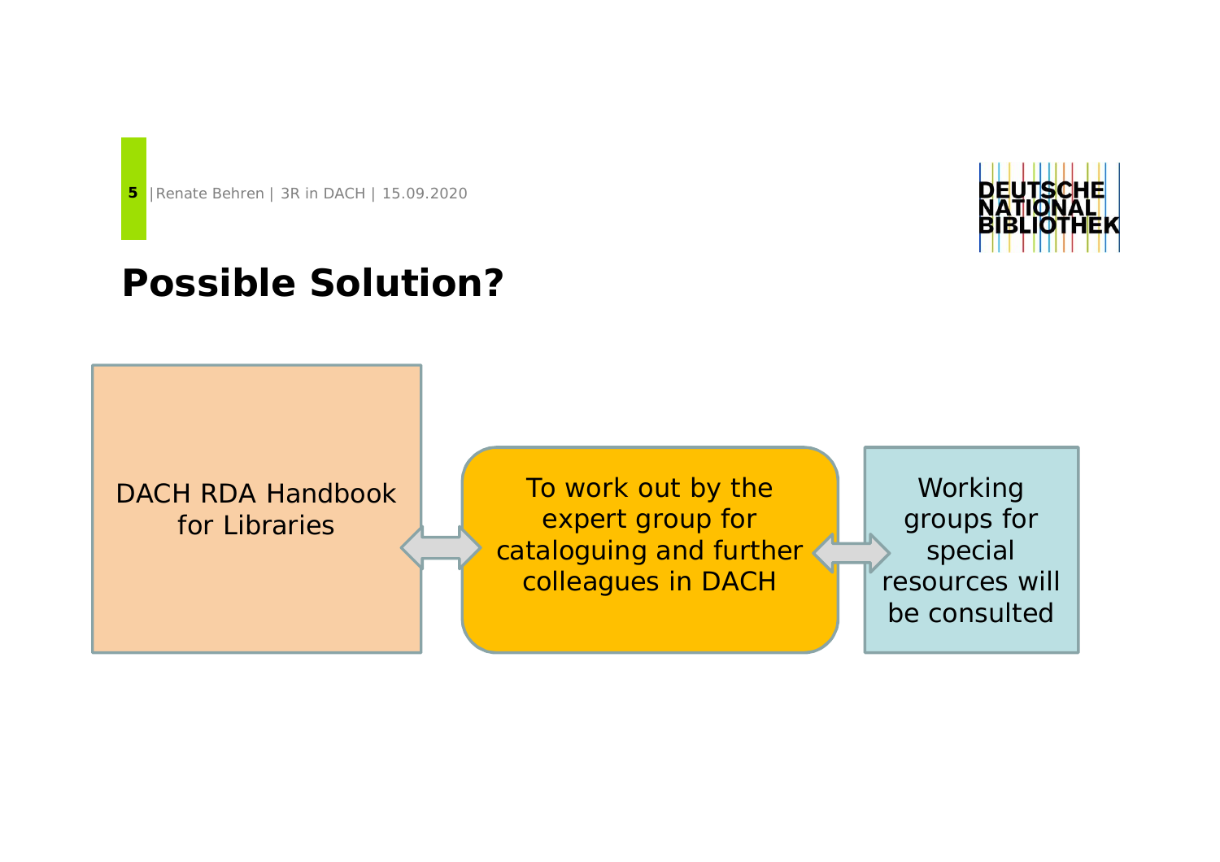# Possible Solution?

DACH RDA Handbook for Libraries

↔

To work out by the expert group for cataloguing and further colleagues in DACH

↔

Working groups for special resources will be consulted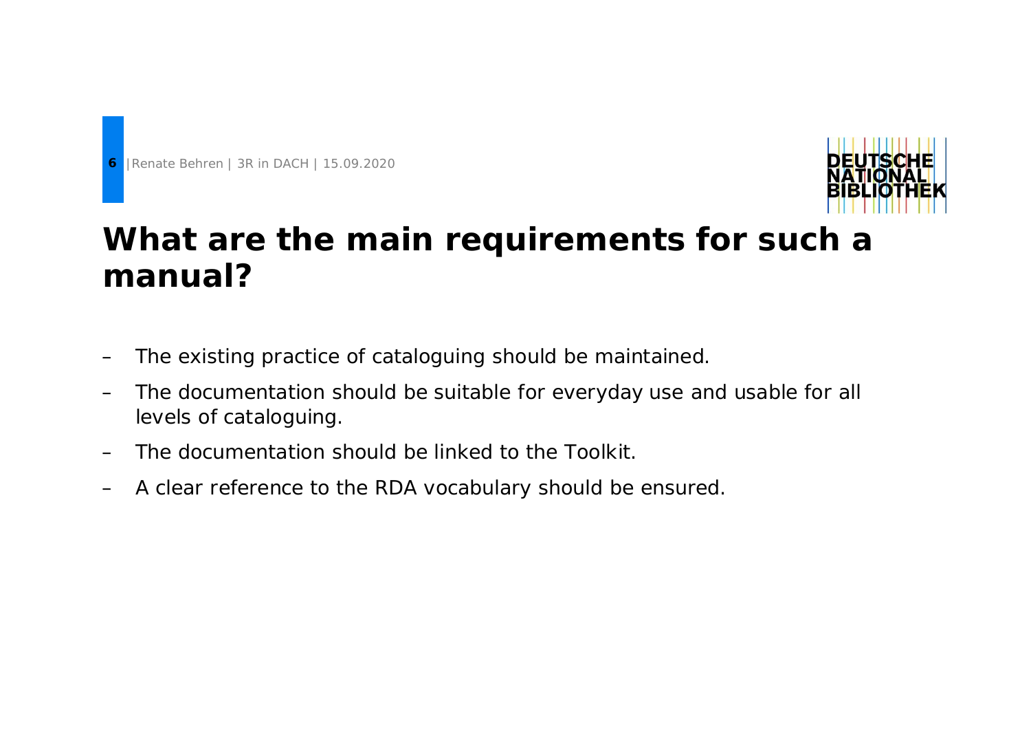# What are the main requirements for such a manual?

- The existing practice of cataloguing should be maintained.
- The documentation should be suitable for everyday use and usable for all levels of cataloguing.
- The documentation should be linked to the Toolkit.
- A clear reference to the RDA vocabulary should be ensured.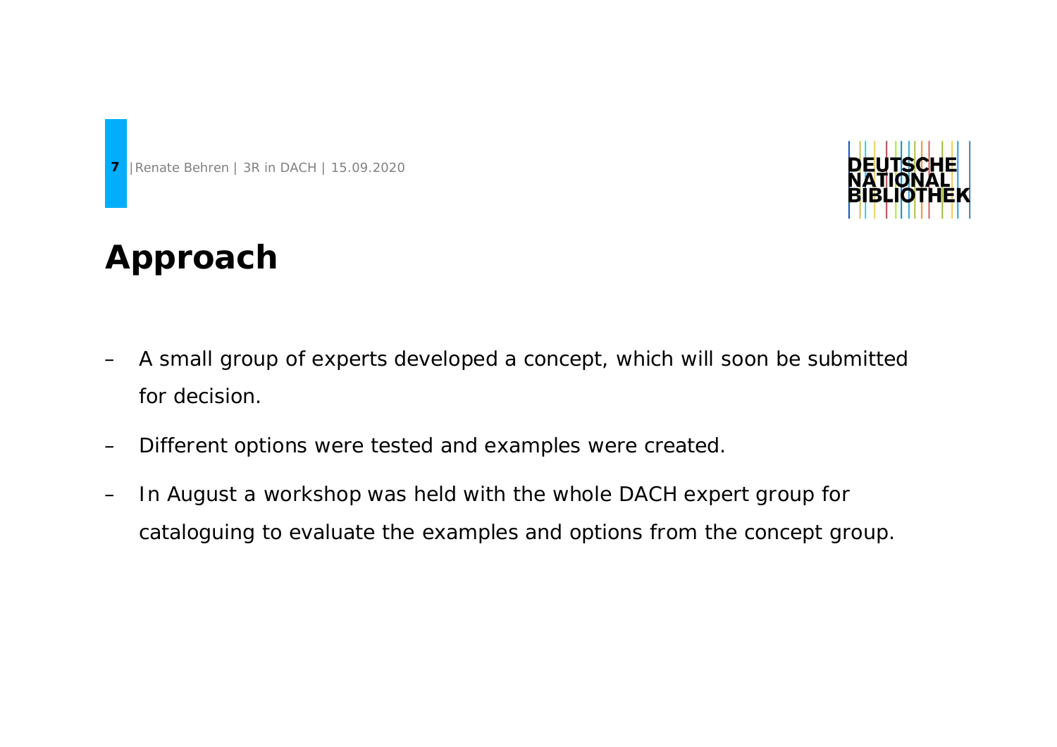# Approach

- A small group of experts developed a concept, which will soon be submitted for decision.
- Different options were tested and examples were created.
- In August a workshop was held with the whole DACH expert group for cataloguing to evaluate the examples and options from the concept group.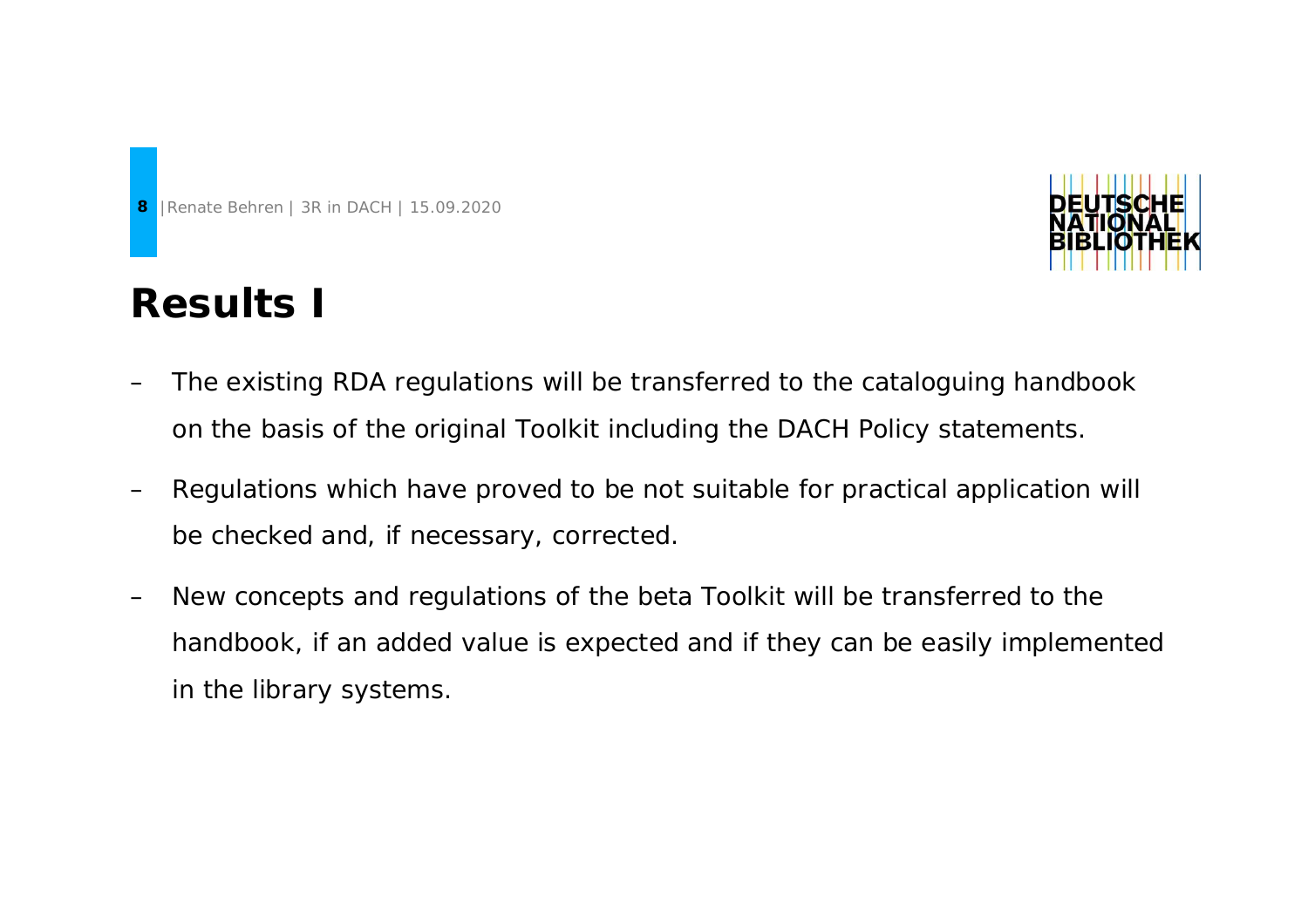# Results I

- The existing RDA regulations will be transferred to the cataloguing handbook on the basis of the original Toolkit including the DACH Policy statements.
- Regulations which have proved to be not suitable for practical application will be checked and, if necessary, corrected.
- New concepts and regulations of the beta Toolkit will be transferred to the handbook, if an added value is expected and if they can be easily implemented in the library systems.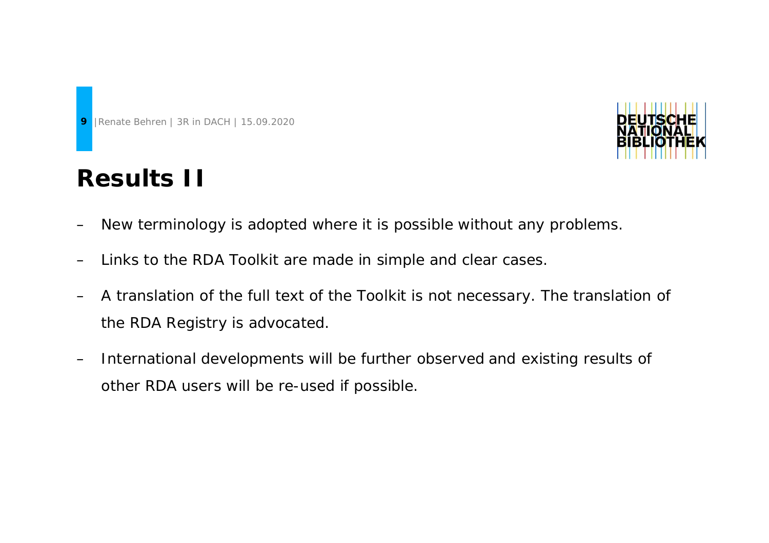# Results II

- New terminology is adopted where it is possible without any problems.
- Links to the RDA Toolkit are made in simple and clear cases.
- A translation of the full text of the Toolkit is not necessary. The translation of the RDA Registry is advocated.
- International developments will be further observed and existing results of other RDA users will be re-used if possible.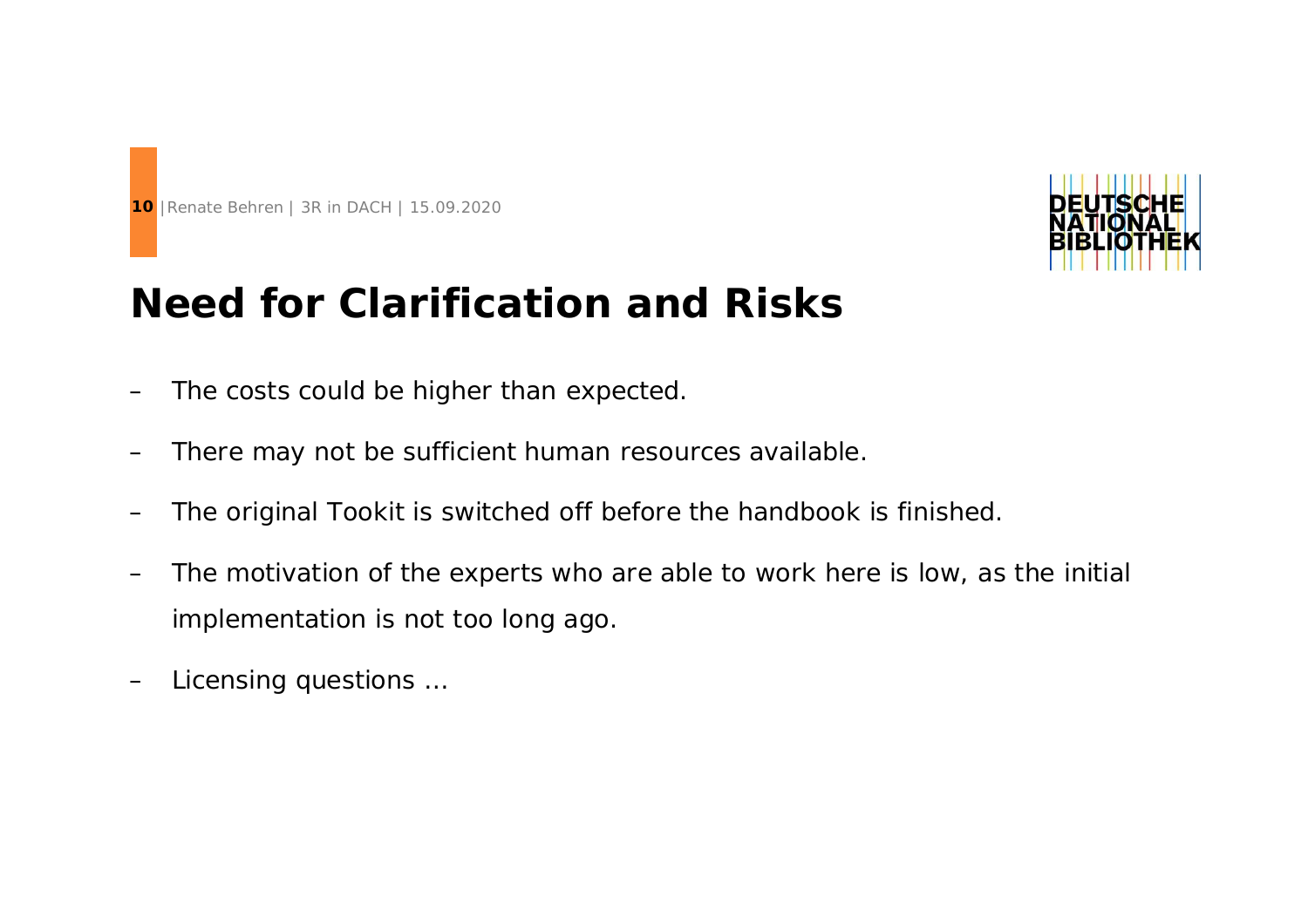# Need for Clarification and Risks

- The costs could be higher than expected.
- There may not be sufficient human resources available.
- The original Tookit is switched off before the handbook is finished.
- The motivation of the experts who are able to work here is low, as the initial implementation is not too long ago.
- Licensing questions …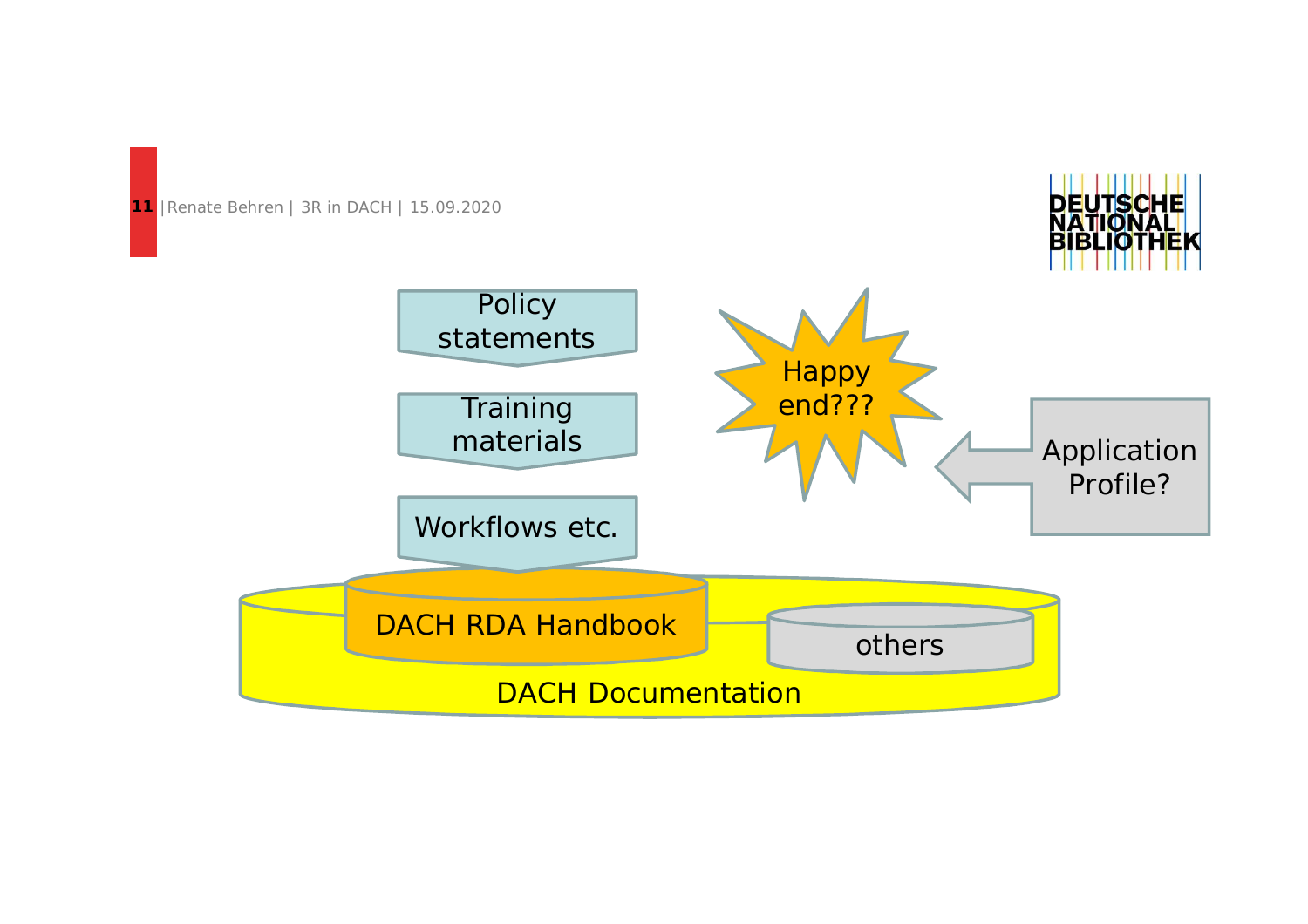Policy statements

Training materials

Workflows etc.

Happy end???

Application Profile?

DACH RDA Handbook

others

DACH Documentation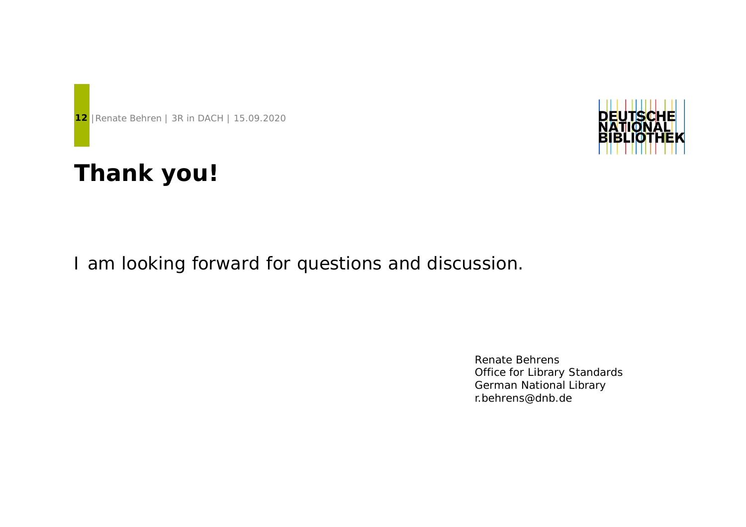# Thank you!

I am looking forward for questions and discussion.

Renate Behrens
Office for Library Standards
German National Library
r.behrens@dnb.de